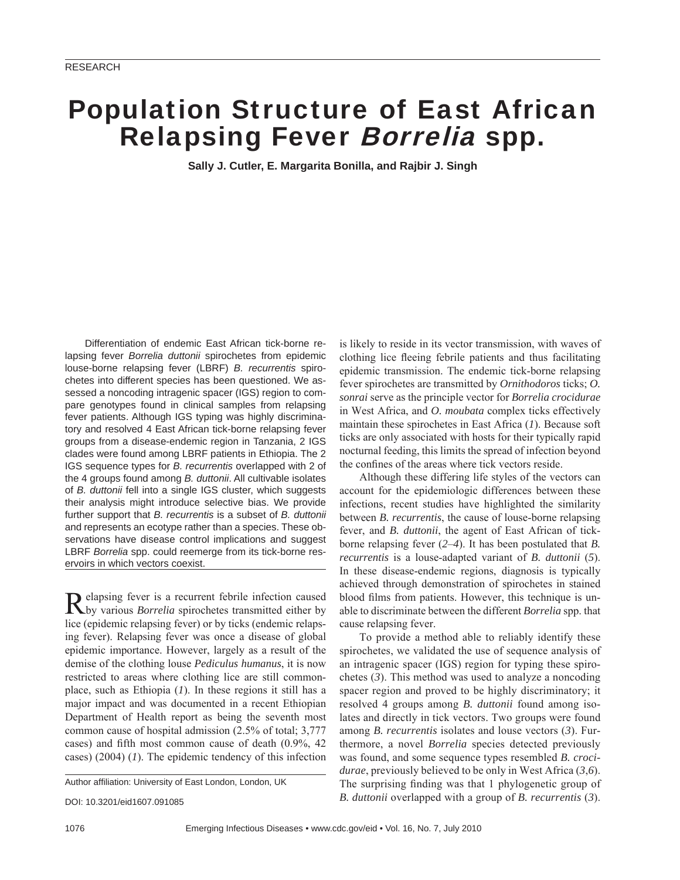RESEARCH

# Population Structure of East African Relapsing Fever *Borrelia* spp.

**Sally J. Cutler, E. Margarita Bonilla, and Rajbir J. Singh**

Differentiation of endemic East African tick-borne relapsing fever *Borrelia duttonii* spirochetes from epidemic louse-borne relapsing fever (LBRF) *B. recurrentis* spirochetes into different species has been questioned. We assessed a noncoding intragenic spacer (IGS) region to compare genotypes found in clinical samples from relapsing fever patients. Although IGS typing was highly discriminatory and resolved 4 East African tick-borne relapsing fever groups from a disease-endemic region in Tanzania, 2 IGS clades were found among LBRF patients in Ethiopia. The 2 IGS sequence types for *B. recurrentis* overlapped with 2 of the 4 groups found among *B. duttonii*. All cultivable isolates of *B. duttonii* fell into a single IGS cluster, which suggests their analysis might introduce selective bias. We provide further support that *B. recurrentis* is a subset of *B. duttonii* and represents an ecotype rather than a species. These observations have disease control implications and suggest LBRF *Borrelia* spp. could reemerge from its tick-borne reservoirs in which vectors coexist.

Relapsing fever is a recurrent febrile infection caused by various *Borrelia* spirochetes transmitted either by lice (epidemic relapsing fever) or by ticks (endemic relapsing fever). Relapsing fever was once a disease of global epidemic importance. However, largely as a result of the demise of the clothing louse *Pediculus humanus*, it is now restricted to areas where clothing lice are still commonplace, such as Ethiopia (*1*). In these regions it still has a major impact and was documented in a recent Ethiopian Department of Health report as being the seventh most common cause of hospital admission (2.5% of total; 3,777 cases) and fifth most common cause of death (0.9%, 42 cases) (2004) (*1*). The epidemic tendency of this infection is likely to reside in its vector transmission, with waves of clothing lice fleeing febrile patients and thus facilitating epidemic transmission. The endemic tick-borne relapsing fever spirochetes are transmitted by *Ornithodoros* ticks; *O. sonrai* serve as the principle vector for *Borrelia crocidurae* in West Africa, and *O. moubata* complex ticks effectively maintain these spirochetes in East Africa (*1*). Because soft ticks are only associated with hosts for their typically rapid nocturnal feeding, this limits the spread of infection beyond the confines of the areas where tick vectors reside.

Although these differing life styles of the vectors can account for the epidemiologic differences between these infections, recent studies have highlighted the similarity between *B. recurrentis*, the cause of louse-borne relapsing fever, and *B. duttonii*, the agent of East African of tick-borne relapsing fever (*2*–*4*). It has been postulated that *B. recurrentis* is a louse-adapted variant of *B. duttonii* (*5*). In these disease-endemic regions, diagnosis is typically achieved through demonstration of spirochetes in stained blood films from patients. However, this technique is unable to discriminate between the different *Borrelia* spp. that cause relapsing fever.

To provide a method able to reliably identify these spirochetes, we validated the use of sequence analysis of an intragenic spacer (IGS) region for typing these spirochetes (*3*). This method was used to analyze a noncoding spacer region and proved to be highly discriminatory; it resolved 4 groups among *B. duttonii* found among isolates and directly in tick vectors. Two groups were found among *B. recurrentis* isolates and louse vectors (*3*). Furthermore, a novel *Borrelia* species detected previously was found, and some sequence types resembled *B. crocidurae*, previously believed to be only in West Africa (*3*,*6*). The surprising finding was that 1 phylogenetic group of *B. duttonii* overlapped with a group of *B. recurrentis* (*3*).

Author affiliation: University of East London, London, UK

DOI: 10.3201/eid1607.091085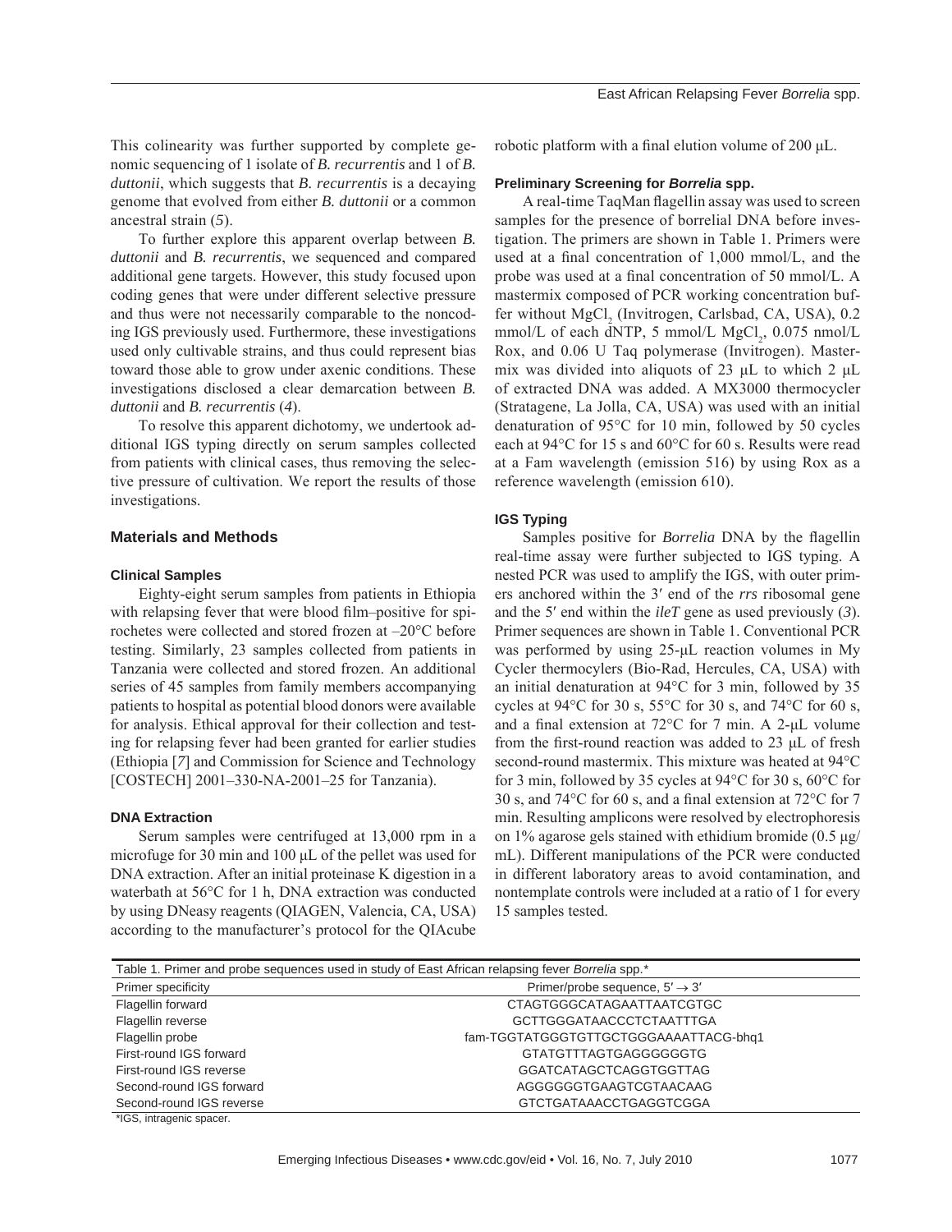This colinearity was further supported by complete genomic sequencing of 1 isolate of *B. recurrentis* and 1 of *B. duttonii*, which suggests that *B. recurrentis* is a decaying genome that evolved from either *B. duttonii* or a common ancestral strain (*5*).

To further explore this apparent overlap between *B. duttonii* and *B. recurrentis*, we sequenced and compared additional gene targets. However, this study focused upon coding genes that were under different selective pressure and thus were not necessarily comparable to the noncoding IGS previously used. Furthermore, these investigations used only cultivable strains, and thus could represent bias toward those able to grow under axenic conditions. These investigations disclosed a clear demarcation between *B. duttonii* and *B. recurrentis* (*4*).

To resolve this apparent dichotomy, we undertook additional IGS typing directly on serum samples collected from patients with clinical cases, thus removing the selective pressure of cultivation. We report the results of those investigations.

## Materials and Methods

### Clinical Samples

Eighty-eight serum samples from patients in Ethiopia with relapsing fever that were blood film–positive for spirochetes were collected and stored frozen at –20°C before testing. Similarly, 23 samples collected from patients in Tanzania were collected and stored frozen. An additional series of 45 samples from family members accompanying patients to hospital as potential blood donors were available for analysis. Ethical approval for their collection and testing for relapsing fever had been granted for earlier studies (Ethiopia [*7*] and Commission for Science and Technology [COSTECH] 2001–330-NA-2001–25 for Tanzania).

### DNA Extraction

Serum samples were centrifuged at 13,000 rpm in a microfuge for 30 min and 100 μL of the pellet was used for DNA extraction. After an initial proteinase K digestion in a waterbath at 56°C for 1 h, DNA extraction was conducted by using DNeasy reagents (QIAGEN, Valencia, CA, USA) according to the manufacturer's protocol for the QIAcube robotic platform with a final elution volume of 200 μL.

### Preliminary Screening for *Borrelia* spp.

A real-time TaqMan flagellin assay was used to screen samples for the presence of borrelial DNA before investigation. The primers are shown in Table 1. Primers were used at a final concentration of 1,000 mmol/L, and the probe was used at a final concentration of 50 mmol/L. A mastermix composed of PCR working concentration buffer without $MgCl_2$ (Invitrogen, Carlsbad, CA, USA), 0.2 mmol/L of each dNTP, 5 mmol/L $MgCl_2$, 0.075 nmol/L Rox, and 0.06 U Taq polymerase (Invitrogen). Mastermix was divided into aliquots of 23 μL to which 2 μL of extracted DNA was added. A MX3000 thermocycler (Stratagene, La Jolla, CA, USA) was used with an initial denaturation of 95°C for 10 min, followed by 50 cycles each at 94°C for 15 s and 60°C for 60 s. Results were read at a Fam wavelength (emission 516) by using Rox as a reference wavelength (emission 610).

### IGS Typing

Samples positive for *Borrelia* DNA by the flagellin real-time assay were further subjected to IGS typing. A nested PCR was used to amplify the IGS, with outer primers anchored within the 3′ end of the *rrs* ribosomal gene and the 5′ end within the *ileT* gene as used previously (*3*). Primer sequences are shown in Table 1. Conventional PCR was performed by using 25-μL reaction volumes in My Cycler thermocylers (Bio-Rad, Hercules, CA, USA) with an initial denaturation at 94°C for 3 min, followed by 35 cycles at 94°C for 30 s, 55°C for 30 s, and 74°C for 60 s, and a final extension at 72°C for 7 min. A 2-μL volume from the first-round reaction was added to 23 μL of fresh second-round mastermix. This mixture was heated at 94°C for 3 min, followed by 35 cycles at 94°C for 30 s, 60°C for 30 s, and 74°C for 60 s, and a final extension at 72°C for 7 min. Resulting amplicons were resolved by electrophoresis on 1% agarose gels stained with ethidium bromide (0.5 μg/mL). Different manipulations of the PCR were conducted in different laboratory areas to avoid contamination, and nontemplate controls were included at a ratio of 1 for every 15 samples tested.

Table 1. Primer and probe sequences used in study of East African relapsing fever *Borrelia* spp.*

| Primer specificity | Primer/probe sequence, 5′ → 3′ |
|---|---|
| Flagellin forward | CTAGTGGGCATAGAATTAATCGTGC |
| Flagellin reverse | GCTTGGGATAACCCTCTAATTTGA |
| Flagellin probe | fam-TGGTATGGGTGTTGCTGGGAAAATTACG-bhq1 |
| First-round IGS forward | GTATGTTTAGTGAGGGGGGTG |
| First-round IGS reverse | GGATCATAGCTCAGGTGGTTAG |
| Second-round IGS forward | AGGGGGGTGAAGTCGTAACAAG |
| Second-round IGS reverse | GTCTGATAAACCTGAGGTCGGA |

*IGS, intragenic spacer.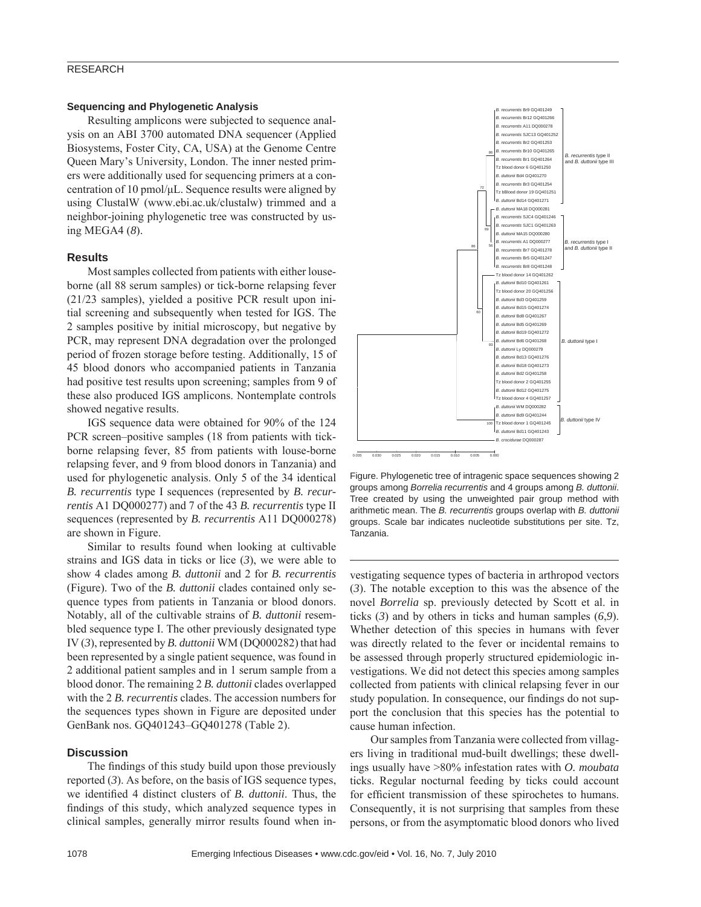### Sequencing and Phylogenetic Analysis

Resulting amplicons were subjected to sequence analysis on an ABI 3700 automated DNA sequencer (Applied Biosystems, Foster City, CA, USA) at the Genome Centre Queen Mary's University, London. The inner nested primers were additionally used for sequencing primers at a concentration of 10 pmol/μL. Sequence results were aligned by using ClustalW (www.ebi.ac.uk/clustalw) trimmed and a neighbor-joining phylogenetic tree was constructed by using MEGA4 (*8*).

## Results

Most samples collected from patients with either louse-borne (all 88 serum samples) or tick-borne relapsing fever (21/23 samples), yielded a positive PCR result upon initial screening and subsequently when tested for IGS. The 2 samples positive by initial microscopy, but negative by PCR, may represent DNA degradation over the prolonged period of frozen storage before testing. Additionally, 15 of 45 blood donors who accompanied patients in Tanzania had positive test results upon screening; samples from 9 of these also produced IGS amplicons. Nontemplate controls showed negative results.

IGS sequence data were obtained for 90% of the 124 PCR screen–positive samples (18 from patients with tick-borne relapsing fever, 85 from patients with louse-borne relapsing fever, and 9 from blood donors in Tanzania) and used for phylogenetic analysis. Only 5 of the 34 identical *B. recurrentis* type I sequences (represented by *B. recurrentis* A1 DQ000277) and 7 of the 43 *B. recurrentis* type II sequences (represented by *B. recurrentis* A11 DQ000278) are shown in Figure.

Similar to results found when looking at cultivable strains and IGS data in ticks or lice (*3*), we were able to show 4 clades among *B. duttonii* and 2 for *B. recurrentis* (Figure). Two of the *B. duttonii* clades contained only sequence types from patients in Tanzania or blood donors. Notably, all of the cultivable strains of *B. duttonii* resembled sequence type I. The other previously designated type IV (*3*), represented by *B. duttonii* WM (DQ000282) that had been represented by a single patient sequence, was found in 2 additional patient samples and in 1 serum sample from a blood donor. The remaining 2 *B. duttonii* clades overlapped with the 2 *B. recurrentis* clades. The accession numbers for the sequences types shown in Figure are deposited under GenBank nos. GQ401243–GQ401278 (Table 2).

Figure. Phylogenetic tree of intragenic space sequences showing 2 groups among *Borrelia recurrentis* and 4 groups among *B. duttonii*. Tree created by using the unweighted pair group method with arithmetic mean. The *B. recurrentis* groups overlap with *B. duttonii* groups. Scale bar indicates nucleotide substitutions per site. Tz, Tanzania.

## Discussion

The findings of this study build upon those previously reported (*3*). As before, on the basis of IGS sequence types, we identified 4 distinct clusters of *B. duttonii*. Thus, the findings of this study, which analyzed sequence types in clinical samples, generally mirror results found when investigating sequence types of bacteria in arthropod vectors (*3*). The notable exception to this was the absence of the novel *Borrelia* sp. previously detected by Scott et al. in ticks (*3*) and by others in ticks and human samples (*6*,*9*). Whether detection of this species in humans with fever was directly related to the fever or incidental remains to be assessed through properly structured epidemiologic investigations. We did not detect this species among samples collected from patients with clinical relapsing fever in our study population. In consequence, our findings do not support the conclusion that this species has the potential to cause human infection.

Our samples from Tanzania were collected from villagers living in traditional mud-built dwellings; these dwellings usually have >80% infestation rates with *O. moubata* ticks. Regular nocturnal feeding by ticks could account for efficient transmission of these spirochetes to humans. Consequently, it is not surprising that samples from these persons, or from the asymptomatic blood donors who lived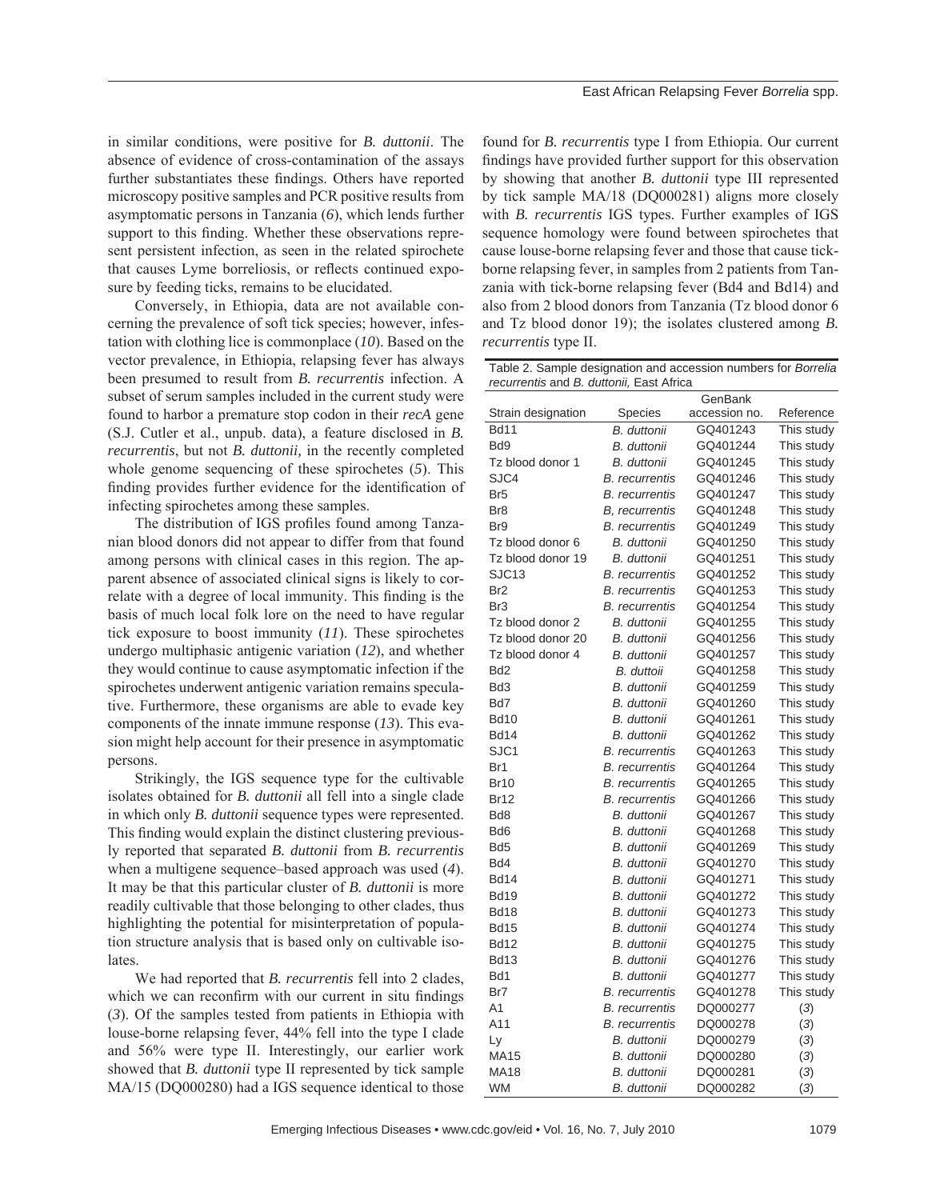in similar conditions, were positive for *B. duttonii*. The absence of evidence of cross-contamination of the assays further substantiates these findings. Others have reported microscopy positive samples and PCR positive results from asymptomatic persons in Tanzania (*6*), which lends further support to this finding. Whether these observations represent persistent infection, as seen in the related spirochete that causes Lyme borreliosis, or reflects continued exposure by feeding ticks, remains to be elucidated.

Conversely, in Ethiopia, data are not available concerning the prevalence of soft tick species; however, infestation with clothing lice is commonplace (*10*). Based on the vector prevalence, in Ethiopia, relapsing fever has always been presumed to result from *B. recurrentis* infection. A subset of serum samples included in the current study were found to harbor a premature stop codon in their *recA* gene (S.J. Cutler et al., unpub. data), a feature disclosed in *B. recurrentis*, but not *B. duttonii,* in the recently completed whole genome sequencing of these spirochetes (*5*). This finding provides further evidence for the identification of infecting spirochetes among these samples.

The distribution of IGS profiles found among Tanzanian blood donors did not appear to differ from that found among persons with clinical cases in this region. The apparent absence of associated clinical signs is likely to correlate with a degree of local immunity. This finding is the basis of much local folk lore on the need to have regular tick exposure to boost immunity (*11*). These spirochetes undergo multiphasic antigenic variation (*12*), and whether they would continue to cause asymptomatic infection if the spirochetes underwent antigenic variation remains speculative. Furthermore, these organisms are able to evade key components of the innate immune response (*13*). This evasion might help account for their presence in asymptomatic persons.

Strikingly, the IGS sequence type for the cultivable isolates obtained for *B. duttonii* all fell into a single clade in which only *B. duttonii* sequence types were represented. This finding would explain the distinct clustering previously reported that separated *B. duttonii* from *B. recurrentis* when a multigene sequence–based approach was used (*4*). It may be that this particular cluster of *B. duttonii* is more readily cultivable that those belonging to other clades, thus highlighting the potential for misinterpretation of population structure analysis that is based only on cultivable isolates.

We had reported that *B. recurrentis* fell into 2 clades, which we can reconfirm with our current in situ findings (*3*). Of the samples tested from patients in Ethiopia with louse-borne relapsing fever, 44% fell into the type I clade and 56% were type II. Interestingly, our earlier work showed that *B. duttonii* type II represented by tick sample MA/15 (DQ000280) had a IGS sequence identical to those found for *B. recurrentis* type I from Ethiopia. Our current findings have provided further support for this observation by showing that another *B. duttonii* type III represented by tick sample MA/18 (DQ000281) aligns more closely with *B. recurrentis* IGS types. Further examples of IGS sequence homology were found between spirochetes that cause louse-borne relapsing fever and those that cause tick-borne relapsing fever, in samples from 2 patients from Tanzania with tick-borne relapsing fever (Bd4 and Bd14) and also from 2 blood donors from Tanzania (Tz blood donor 6 and Tz blood donor 19); the isolates clustered among *B. recurrentis* type II.

Table 2. Sample designation and accession numbers for *Borrelia recurrentis* and *B. duttonii,* East Africa

| Strain designation | Species | GenBank accession no. | Reference |
|---|---|---|---|
| Bd11 | *B. duttonii* | GQ401243 | This study |
| Bd9 | *B. duttonii* | GQ401244 | This study |
| Tz blood donor 1 | *B. duttonii* | GQ401245 | This study |
| SJC4 | *B. recurrentis* | GQ401246 | This study |
| Br5 | *B. recurrentis* | GQ401247 | This study |
| Br8 | *B, recurrentis* | GQ401248 | This study |
| Br9 | *B. recurrentis* | GQ401249 | This study |
| Tz blood donor 6 | *B. duttonii* | GQ401250 | This study |
| Tz blood donor 19 | *B. duttonii* | GQ401251 | This study |
| SJC13 | *B. recurrentis* | GQ401252 | This study |
| Br2 | *B. recurrentis* | GQ401253 | This study |
| Br3 | *B. recurrentis* | GQ401254 | This study |
| Tz blood donor 2 | *B. duttonii* | GQ401255 | This study |
| Tz blood donor 20 | *B. duttonii* | GQ401256 | This study |
| Tz blood donor 4 | *B. duttonii* | GQ401257 | This study |
| Bd2 | *B. duttoii* | GQ401258 | This study |
| Bd3 | *B. duttonii* | GQ401259 | This study |
| Bd7 | *B. duttonii* | GQ401260 | This study |
| Bd10 | *B. duttonii* | GQ401261 | This study |
| Bd14 | *B. duttonii* | GQ401262 | This study |
| SJC1 | *B. recurrentis* | GQ401263 | This study |
| Br1 | *B. recurrentis* | GQ401264 | This study |
| Br10 | *B. recurrentis* | GQ401265 | This study |
| Br12 | *B. recurrentis* | GQ401266 | This study |
| Bd8 | *B. duttonii* | GQ401267 | This study |
| Bd6 | *B. duttonii* | GQ401268 | This study |
| Bd5 | *B. duttonii* | GQ401269 | This study |
| Bd4 | *B. duttonii* | GQ401270 | This study |
| Bd14 | *B. duttonii* | GQ401271 | This study |
| Bd19 | *B. duttonii* | GQ401272 | This study |
| Bd18 | *B. duttonii* | GQ401273 | This study |
| Bd15 | *B. duttonii* | GQ401274 | This study |
| Bd12 | *B. duttonii* | GQ401275 | This study |
| Bd13 | *B. duttonii* | GQ401276 | This study |
| Bd1 | *B. duttonii* | GQ401277 | This study |
| Br7 | *B. recurrentis* | GQ401278 | This study |
| A1 | *B. recurrentis* | DQ000277 | (*3*) |
| A11 | *B. recurrentis* | DQ000278 | (*3*) |
| Ly | *B. duttonii* | DQ000279 | (*3*) |
| MA15 | *B. duttonii* | DQ000280 | (*3*) |
| MA18 | *B. duttonii* | DQ000281 | (*3*) |
| WM | *B. duttonii* | DQ000282 | (*3*) |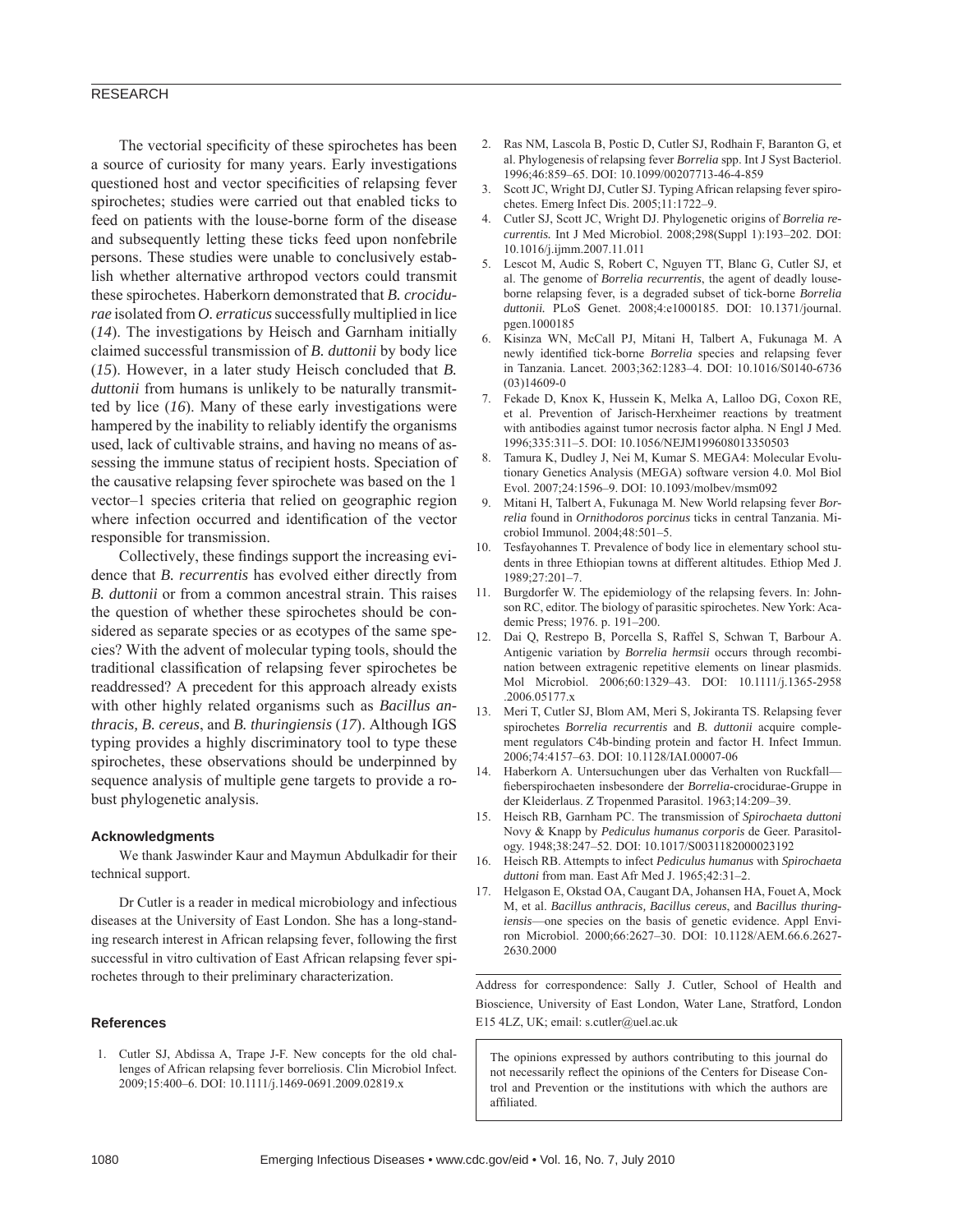The vectorial specificity of these spirochetes has been a source of curiosity for many years. Early investigations questioned host and vector specificities of relapsing fever spirochetes; studies were carried out that enabled ticks to feed on patients with the louse-borne form of the disease and subsequently letting these ticks feed upon nonfebrile persons. These studies were unable to conclusively establish whether alternative arthropod vectors could transmit these spirochetes. Haberkorn demonstrated that *B. crocidurae* isolated from *O. erraticus* successfully multiplied in lice (*14*). The investigations by Heisch and Garnham initially claimed successful transmission of *B. duttonii* by body lice (*15*). However, in a later study Heisch concluded that *B. duttonii* from humans is unlikely to be naturally transmitted by lice (*16*). Many of these early investigations were hampered by the inability to reliably identify the organisms used, lack of cultivable strains, and having no means of assessing the immune status of recipient hosts. Speciation of the causative relapsing fever spirochete was based on the 1 vector–1 species criteria that relied on geographic region where infection occurred and identification of the vector responsible for transmission.

Collectively, these findings support the increasing evidence that *B. recurrentis* has evolved either directly from *B. duttonii* or from a common ancestral strain. This raises the question of whether these spirochetes should be considered as separate species or as ecotypes of the same species? With the advent of molecular typing tools, should the traditional classification of relapsing fever spirochetes be readdressed? A precedent for this approach already exists with other highly related organisms such as *Bacillus anthracis, B. cereus*, and *B. thuringiensis* (*17*). Although IGS typing provides a highly discriminatory tool to type these spirochetes, these observations should be underpinned by sequence analysis of multiple gene targets to provide a robust phylogenetic analysis.

### Acknowledgments

We thank Jaswinder Kaur and Maymun Abdulkadir for their technical support.

Dr Cutler is a reader in medical microbiology and infectious diseases at the University of East London. She has a long-standing research interest in African relapsing fever, following the first successful in vitro cultivation of East African relapsing fever spirochetes through to their preliminary characterization.

### References

1. Cutler SJ, Abdissa A, Trape J-F. New concepts for the old challenges of African relapsing fever borreliosis. Clin Microbiol Infect. 2009;15:400–6. DOI: 10.1111/j.1469-0691.2009.02819.x
2. Ras NM, Lascola B, Postic D, Cutler SJ, Rodhain F, Baranton G, et al. Phylogenesis of relapsing fever *Borrelia* spp. Int J Syst Bacteriol. 1996;46:859–65. DOI: 10.1099/00207713-46-4-859
3. Scott JC, Wright DJ, Cutler SJ. Typing African relapsing fever spirochetes. Emerg Infect Dis. 2005;11:1722–9.
4. Cutler SJ, Scott JC, Wright DJ. Phylogenetic origins of *Borrelia recurrentis.* Int J Med Microbiol. 2008;298(Suppl 1):193–202. DOI: 10.1016/j.ijmm.2007.11.011
5. Lescot M, Audic S, Robert C, Nguyen TT, Blanc G, Cutler SJ, et al. The genome of *Borrelia recurrentis*, the agent of deadly louse-borne relapsing fever, is a degraded subset of tick-borne *Borrelia duttonii.* PLoS Genet. 2008;4:e1000185. DOI: 10.1371/journal.pgen.1000185
6. Kisinza WN, McCall PJ, Mitani H, Talbert A, Fukunaga M. A newly identified tick-borne *Borrelia* species and relapsing fever in Tanzania. Lancet. 2003;362:1283–4. DOI: 10.1016/S0140-6736(03)14609-0
7. Fekade D, Knox K, Hussein K, Melka A, Lalloo DG, Coxon RE, et al. Prevention of Jarisch-Herxheimer reactions by treatment with antibodies against tumor necrosis factor alpha. N Engl J Med. 1996;335:311–5. DOI: 10.1056/NEJM199608013350503
8. Tamura K, Dudley J, Nei M, Kumar S. MEGA4: Molecular Evolutionary Genetics Analysis (MEGA) software version 4.0. Mol Biol Evol. 2007;24:1596–9. DOI: 10.1093/molbev/msm092
9. Mitani H, Talbert A, Fukunaga M. New World relapsing fever *Borrelia* found in *Ornithodoros porcinus* ticks in central Tanzania. Microbiol Immunol. 2004;48:501–5.
10. Tesfayohannes T. Prevalence of body lice in elementary school students in three Ethiopian towns at different altitudes. Ethiop Med J. 1989;27:201–7.
11. Burgdorfer W. The epidemiology of the relapsing fevers. In: Johnson RC, editor. The biology of parasitic spirochetes. New York: Academic Press; 1976. p. 191–200.
12. Dai Q, Restrepo B, Porcella S, Raffel S, Schwan T, Barbour A. Antigenic variation by *Borrelia hermsii* occurs through recombination between extragenic repetitive elements on linear plasmids. Mol Microbiol. 2006;60:1329–43. DOI: 10.1111/j.1365-2958.2006.05177.x
13. Meri T, Cutler SJ, Blom AM, Meri S, Jokiranta TS. Relapsing fever spirochetes *Borrelia recurrentis* and *B. duttonii* acquire complement regulators C4b-binding protein and factor H. Infect Immun. 2006;74:4157–63. DOI: 10.1128/IAI.00007-06
14. Haberkorn A. Untersuchungen uber das Verhalten von Ruckfall—fieberspirochaeten insbesondere der *Borrelia*-crocidurae-Gruppe in der Kleiderlaus. Z Tropenmed Parasitol. 1963;14:209–39.
15. Heisch RB, Garnham PC. The transmission of *Spirochaeta duttoni* Novy & Knapp by *Pediculus humanus corporis* de Geer. Parasitology. 1948;38:247–52. DOI: 10.1017/S0031182000023192
16. Heisch RB. Attempts to infect *Pediculus humanus* with *Spirochaeta duttoni* from man. East Afr Med J. 1965;42:31–2.
17. Helgason E, Okstad OA, Caugant DA, Johansen HA, Fouet A, Mock M, et al. *Bacillus anthracis, Bacillus cereus*, and *Bacillus thuringiensis*—one species on the basis of genetic evidence. Appl Environ Microbiol. 2000;66:2627–30. DOI: 10.1128/AEM.66.6.2627-2630.2000

Address for correspondence: Sally J. Cutler, School of Health and Bioscience, University of East London, Water Lane, Stratford, London E15 4LZ, UK; email: s.cutler@uel.ac.uk

The opinions expressed by authors contributing to this journal do not necessarily reflect the opinions of the Centers for Disease Control and Prevention or the institutions with which the authors are affiliated.